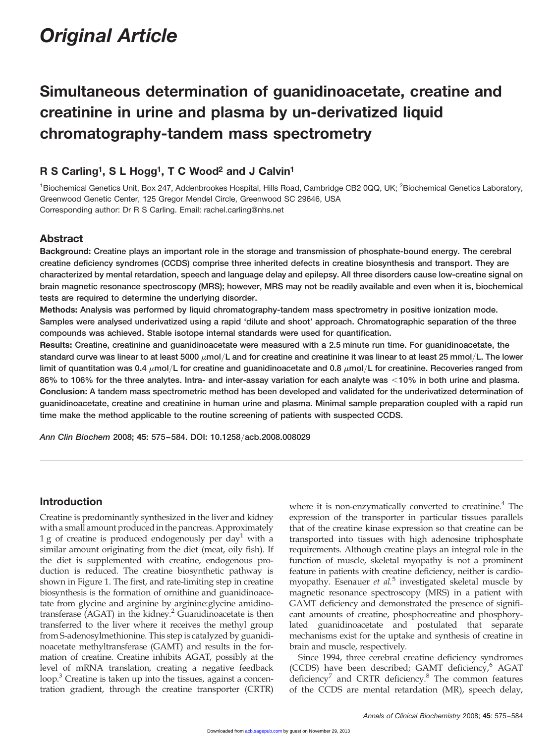# Original Article

# Simultaneous determination of guanidinoacetate, creatine and creatinine in urine and plasma by un-derivatized liquid chromatography-tandem mass spectrometry

## R S Carling[1], S L Hogg[1], T C Wood[2] and J Calvin[1]

[1]Biochemical Genetics Unit, Box 247, Addenbrookes Hospital, Hills Road, Cambridge CB2 0QQ, UK; [2]Biochemical Genetics Laboratory, Greenwood Genetic Center, 125 Gregor Mendel Circle, Greenwood SC 29646, USA
Corresponding author: Dr R S Carling. Email: rachel.carling@nhs.net

## Abstract

**Background:** Creatine plays an important role in the storage and transmission of phosphate-bound energy. The cerebral creatine deficiency syndromes (CCDS) comprise three inherited defects in creatine biosynthesis and transport. They are characterized by mental retardation, speech and language delay and epilepsy. All three disorders cause low-creatine signal on brain magnetic resonance spectroscopy (MRS); however, MRS may not be readily available and even when it is, biochemical tests are required to determine the underlying disorder.

**Methods:** Analysis was performed by liquid chromatography-tandem mass spectrometry in positive ionization mode. Samples were analysed underivatized using a rapid 'dilute and shoot' approach. Chromatographic separation of the three compounds was achieved. Stable isotope internal standards were used for quantification.

**Results:** Creatine, creatinine and guanidinoacetate were measured with a 2.5 minute run time. For guanidinoacetate, the standard curve was linear to at least 5000 $\mu$mol/L and for creatine and creatinine it was linear to at least 25 mmol/L. The lower limit of quantitation was 0.4 $\mu$mol/L for creatine and guanidinoacetate and 0.8 $\mu$mol/L for creatinine. Recoveries ranged from 86% to 106% for the three analytes. Intra- and inter-assay variation for each analyte was <10% in both urine and plasma.

**Conclusion:** A tandem mass spectrometric method has been developed and validated for the underivatized determination of guanidinoacetate, creatine and creatinine in human urine and plasma. Minimal sample preparation coupled with a rapid run time make the method applicable to the routine screening of patients with suspected CCDS.

*Ann Clin Biochem* 2008; **45**: 575–584. DOI: 10.1258/acb.2008.008029

## Introduction

Creatine is predominantly synthesized in the liver and kidney with a small amount produced in the pancreas. Approximately 1 g of creatine is produced endogenously per day[1] with a similar amount originating from the diet (meat, oily fish). If the diet is supplemented with creatine, endogenous production is reduced. The creatine biosynthetic pathway is shown in Figure 1. The first, and rate-limiting step in creatine biosynthesis is the formation of ornithine and guanidinoacetate from glycine and arginine by arginine:glycine amidinotransferase (AGAT) in the kidney.[2] Guanidinoacetate is then transferred to the liver where it receives the methyl group from S-adenosylmethionine. This step is catalyzed by guanidinoacetate methyltransferase (GAMT) and results in the formation of creatine. Creatine inhibits AGAT, possibly at the level of mRNA translation, creating a negative feedback loop.[3] Creatine is taken up into the tissues, against a concentration gradient, through the creatine transporter (CRTR) where it is non-enzymatically converted to creatinine.[4] The expression of the transporter in particular tissues parallels that of the creatine kinase expression so that creatine can be transported into tissues with high adenosine triphosphate requirements. Although creatine plays an integral role in the function of muscle, skeletal myopathy is not a prominent feature in patients with creatine deficiency, neither is cardiomyopathy. Esenauer *et al.*[5] investigated skeletal muscle by magnetic resonance spectroscopy (MRS) in a patient with GAMT deficiency and demonstrated the presence of significant amounts of creatine, phosphocreatine and phosphorylated guanidinoacetate and postulated that separate mechanisms exist for the uptake and synthesis of creatine in brain and muscle, respectively.

Since 1994, three cerebral creatine deficiency syndromes (CCDS) have been described; GAMT deficiency,[6] AGAT deficiency[7] and CRTR deficiency.[8] The common features of the CCDS are mental retardation (MR), speech delay,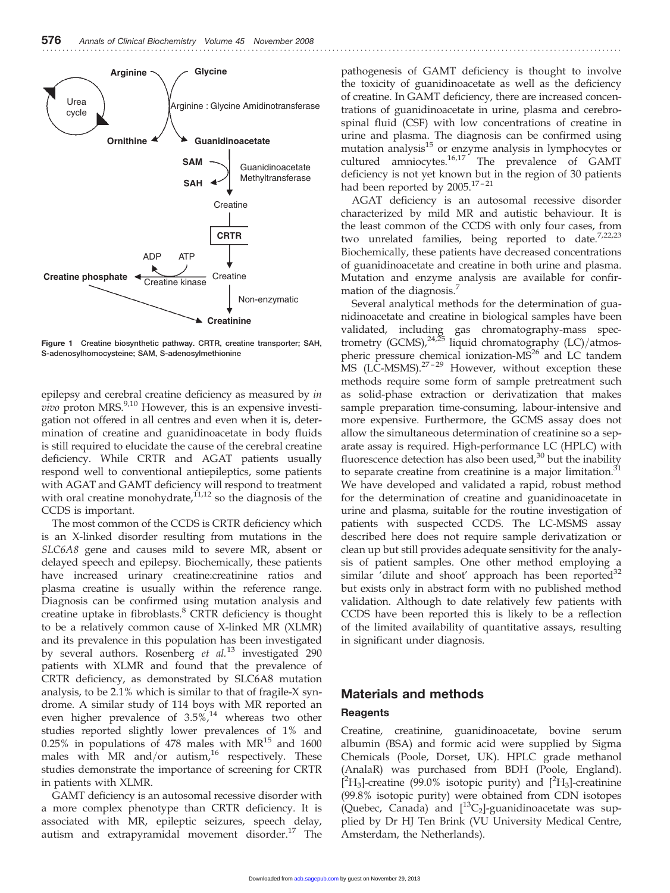Figure 1 Creatine biosynthetic pathway. CRTR, creatine transporter; SAH, S-adenosylhomocysteine; SAM, S-adenosylmethionine

epilepsy and cerebral creatine deficiency as measured by *in vivo* proton MRS.[9,10] However, this is an expensive investigation not offered in all centres and even when it is, determination of creatine and guanidinoacetate in body fluids is still required to elucidate the cause of the cerebral creatine deficiency. While CRTR and AGAT patients usually respond well to conventional antiepileptics, some patients with AGAT and GAMT deficiency will respond to treatment with oral creatine monohydrate,[11,12] so the diagnosis of the CCDS is important.

The most common of the CCDS is CRTR deficiency which is an X-linked disorder resulting from mutations in the *SLC6A8* gene and causes mild to severe MR, absent or delayed speech and epilepsy. Biochemically, these patients have increased urinary creatine:creatinine ratios and plasma creatine is usually within the reference range. Diagnosis can be confirmed using mutation analysis and creatine uptake in fibroblasts.[8] CRTR deficiency is thought to be a relatively common cause of X-linked MR (XLMR) and its prevalence in this population has been investigated by several authors. Rosenberg *et al.*[13] investigated 290 patients with XLMR and found that the prevalence of CRTR deficiency, as demonstrated by SLC6A8 mutation analysis, to be 2.1% which is similar to that of fragile-X syndrome. A similar study of 114 boys with MR reported an even higher prevalence of 3.5%,[14] whereas two other studies reported slightly lower prevalences of 1% and 0.25% in populations of 478 males with MR[15] and 1600 males with MR and/or autism,[16] respectively. These studies demonstrate the importance of screening for CRTR in patients with XLMR.

GAMT deficiency is an autosomal recessive disorder with a more complex phenotype than CRTR deficiency. It is associated with MR, epileptic seizures, speech delay, autism and extrapyramidal movement disorder.[17] The pathogenesis of GAMT deficiency is thought to involve the toxicity of guanidinoacetate as well as the deficiency of creatine. In GAMT deficiency, there are increased concentrations of guanidinoacetate in urine, plasma and cerebrospinal fluid (CSF) with low concentrations of creatine in urine and plasma. The diagnosis can be confirmed using mutation analysis[15] or enzyme analysis in lymphocytes or cultured amniocytes.[16,17] The prevalence of GAMT deficiency is not yet known but in the region of 30 patients had been reported by 2005.[17–21]

AGAT deficiency is an autosomal recessive disorder characterized by mild MR and autistic behaviour. It is the least common of the CCDS with only four cases, from two unrelated families, being reported to date.[7,22,23] Biochemically, these patients have decreased concentrations of guanidinoacetate and creatine in both urine and plasma. Mutation and enzyme analysis are available for confirmation of the diagnosis.[7]

Several analytical methods for the determination of guanidinoacetate and creatine in biological samples have been validated, including gas chromatography-mass spectrometry (GCMS),[24,25] liquid chromatography (LC)/atmospheric pressure chemical ionization-MS[26] and LC tandem MS (LC-MSMS).[27–29] However, without exception these methods require some form of sample pretreatment such as solid-phase extraction or derivatization that makes sample preparation time-consuming, labour-intensive and more expensive. Furthermore, the GCMS assay does not allow the simultaneous determination of creatinine so a separate assay is required. High-performance LC (HPLC) with fluorescence detection has also been used,[30] but the inability to separate creatine from creatinine is a major limitation.[31] We have developed and validated a rapid, robust method for the determination of creatine and guanidinoacetate in urine and plasma, suitable for the routine investigation of patients with suspected CCDS. The LC-MSMS assay described here does not require sample derivatization or clean up but still provides adequate sensitivity for the analysis of patient samples. One other method employing a similar 'dilute and shoot' approach has been reported[32] but exists only in abstract form with no published method validation. Although to date relatively few patients with CCDS have been reported this is likely to be a reflection of the limited availability of quantitative assays, resulting in significant under diagnosis.

## Materials and methods

### Reagents

Creatine, creatinine, guanidinoacetate, bovine serum albumin (BSA) and formic acid were supplied by Sigma Chemicals (Poole, Dorset, UK). HPLC grade methanol (AnalaR) was purchased from BDH (Poole, England). [$^{2}H_3$]-creatine (99.0% isotopic purity) and [$^{2}H_3$]-creatinine (99.8% isotopic purity) were obtained from CDN isotopes (Quebec, Canada) and [$^{13}C_2$]-guanidinoacetate was supplied by Dr HJ Ten Brink (VU University Medical Centre, Amsterdam, the Netherlands).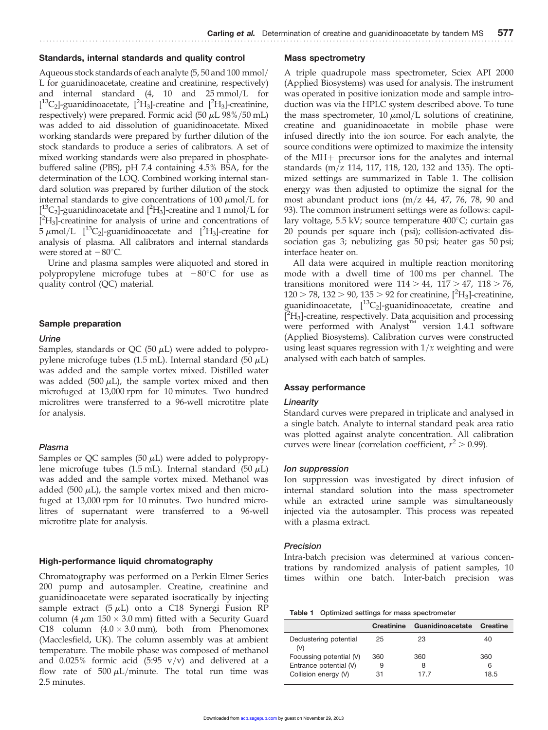### Standards, internal standards and quality control

Aqueous stock standards of each analyte (5, 50 and 100 mmol/L for guanidinoacetate, creatine and creatinine, respectively) and internal standard (4, 10 and 25 mmol/L for [$^{13}C_2$]-guanidinoacetate, [$^2H_3$]-creatine and [$^2H_3$]-creatinine, respectively) were prepared. Formic acid (50 $\mu$L 98%/50 mL) was added to aid dissolution of guanidinoacetate. Mixed working standards were prepared by further dilution of the stock standards to produce a series of calibrators. A set of mixed working standards were also prepared in phosphate-buffered saline (PBS), pH 7.4 containing 4.5% BSA, for the determination of the LOQ. Combined working internal standard solution was prepared by further dilution of the stock internal standards to give concentrations of 100 $\mu$mol/L for [$^{13}C_2$]-guanidinoacetate and [$^2H_3$]-creatine and 1 mmol/L for [$^2H_3$]-creatinine for analysis of urine and concentrations of 5 $\mu$mol/L [$^{13}C_2$]-guanidinoacetate and [$^2H_3$]-creatine for analysis of plasma. All calibrators and internal standards were stored at $-80^\circ$C.

Urine and plasma samples were aliquoted and stored in polypropylene microfuge tubes at $-80^\circ$C for use as quality control (QC) material.

### Sample preparation

#### *Urine*

Samples, standards or QC (50 $\mu$L) were added to polypropylene microfuge tubes (1.5 mL). Internal standard (50 $\mu$L) was added and the sample vortex mixed. Distilled water was added (500 $\mu$L), the sample vortex mixed and then microfuged at 13,000 rpm for 10 minutes. Two hundred microlitres were transferred to a 96-well microtitre plate for analysis.

#### *Plasma*

Samples or QC samples (50 $\mu$L) were added to polypropylene microfuge tubes (1.5 mL). Internal standard (50 $\mu$L) was added and the sample vortex mixed. Methanol was added (500 $\mu$L), the sample vortex mixed and then microfuged at 13,000 rpm for 10 minutes. Two hundred microlitres of supernatant were transferred to a 96-well microtitre plate for analysis.

### High-performance liquid chromatography

Chromatography was performed on a Perkin Elmer Series 200 pump and autosampler. Creatine, creatinine and guanidinoacetate were separated isocratically by injecting sample extract (5 $\mu$L) onto a C18 Synergi Fusion RP column (4 $\mu$m 150 × 3.0 mm) fitted with a Security Guard C18 column (4.0 × 3.0 mm), both from Phenomonex (Macclesfield, UK). The column assembly was at ambient temperature. The mobile phase was composed of methanol and 0.025% formic acid (5:95 v/v) and delivered at a flow rate of 500 $\mu$L/minute. The total run time was 2.5 minutes.

### Mass spectrometry

A triple quadrupole mass spectrometer, Sciex API 2000 (Applied Biosystems) was used for analysis. The instrument was operated in positive ionization mode and sample introduction was via the HPLC system described above. To tune the mass spectrometer, 10 $\mu$mol/L solutions of creatinine, creatine and guanidinoacetate in mobile phase were infused directly into the ion source. For each analyte, the source conditions were optimized to maximize the intensity of the MH+ precursor ions for the analytes and internal standards (m/z 114, 117, 118, 120, 132 and 135). The optimized settings are summarized in Table 1. The collision energy was then adjusted to optimize the signal for the most abundant product ions (m/z 44, 47, 76, 78, 90 and 93). The common instrument settings were as follows: capillary voltage, 5.5 kV; source temperature 400°C; curtain gas 20 pounds per square inch (psi); collision-activated dissociation gas 3; nebulizing gas 50 psi; heater gas 50 psi; interface heater on.

All data were acquired in multiple reaction monitoring mode with a dwell time of 100 ms per channel. The transitions monitored were 114 > 44, 117 > 47, 118 > 76, 120 > 78, 132 > 90, 135 > 92 for creatinine, [$^2H_3$]-creatinine, guanidinoacetate, [$^{13}C_2$]-guanidinoacetate, creatine and [$^2H_3$]-creatine, respectively. Data acquisition and processing were performed with Analyst™ version 1.4.1 software (Applied Biosystems). Calibration curves were constructed using least squares regression with $1/x$ weighting and were analysed with each batch of samples.

### Assay performance

#### *Linearity*

Standard curves were prepared in triplicate and analysed in a single batch. Analyte to internal standard peak area ratio was plotted against analyte concentration. All calibration curves were linear (correlation coefficient, $r^2 > 0.99$).

#### *Ion suppression*

Ion suppression was investigated by direct infusion of internal standard solution into the mass spectrometer while an extracted urine sample was simultaneously injected via the autosampler. This process was repeated with a plasma extract.

#### *Precision*

Intra-batch precision was determined at various concentrations by randomized analysis of patient samples, 10 times within one batch. Inter-batch precision was

**Table 1** Optimized settings for mass spectrometer

| | Creatinine | Guanidinoacetate | Creatine |
|---|---|---|---|
| Declustering potential (V) | 25 | 23 | 40 |
| Focussing potential (V) | 360 | 360 | 360 |
| Entrance potential (V) | 9 | 8 | 6 |
| Collision energy (V) | 31 | 17.7 | 18.5 |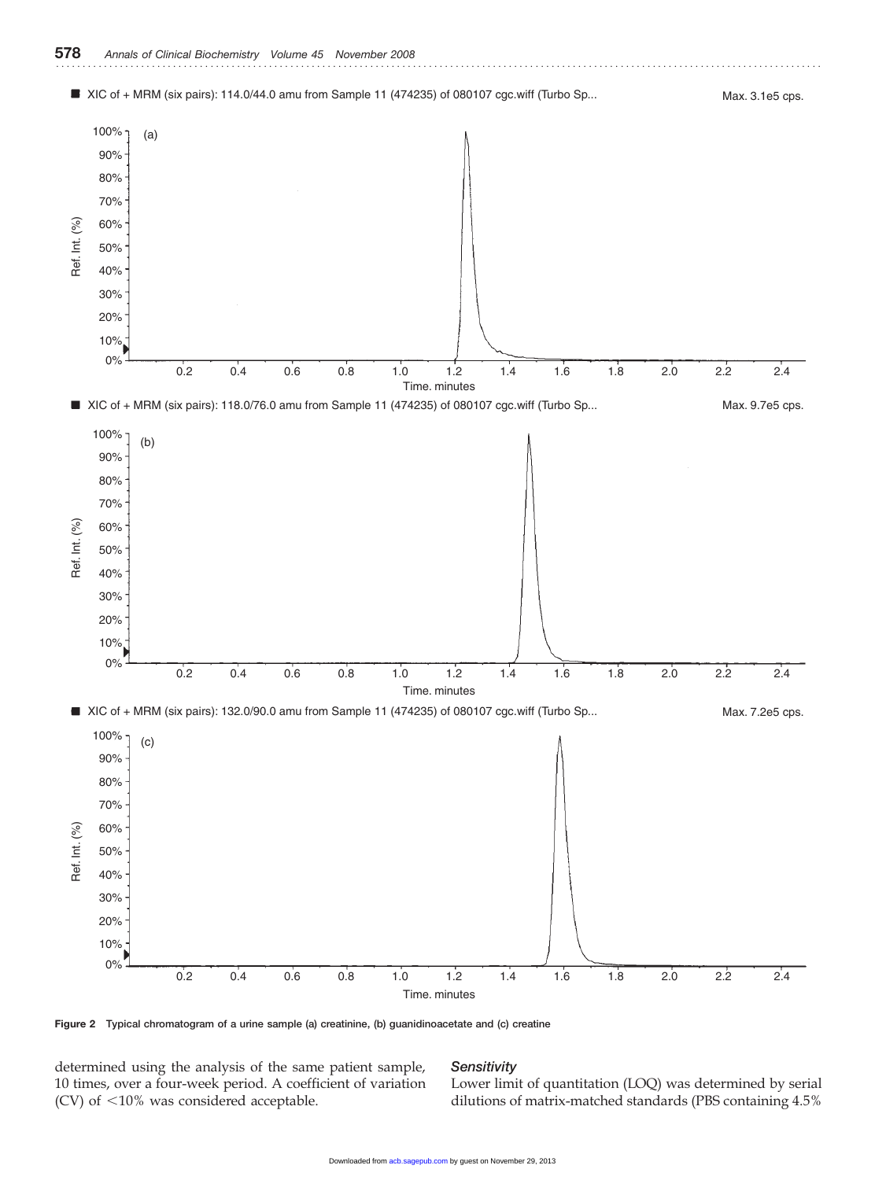Figure 2 Typical chromatogram of a urine sample (a) creatinine, (b) guanidinoacetate and (c) creatine

determined using the analysis of the same patient sample, 10 times, over a four-week period. A coefficient of variation (CV) of <10% was considered acceptable.

### *Sensitivity*

Lower limit of quantitation (LOQ) was determined by serial dilutions of matrix-matched standards (PBS containing 4.5%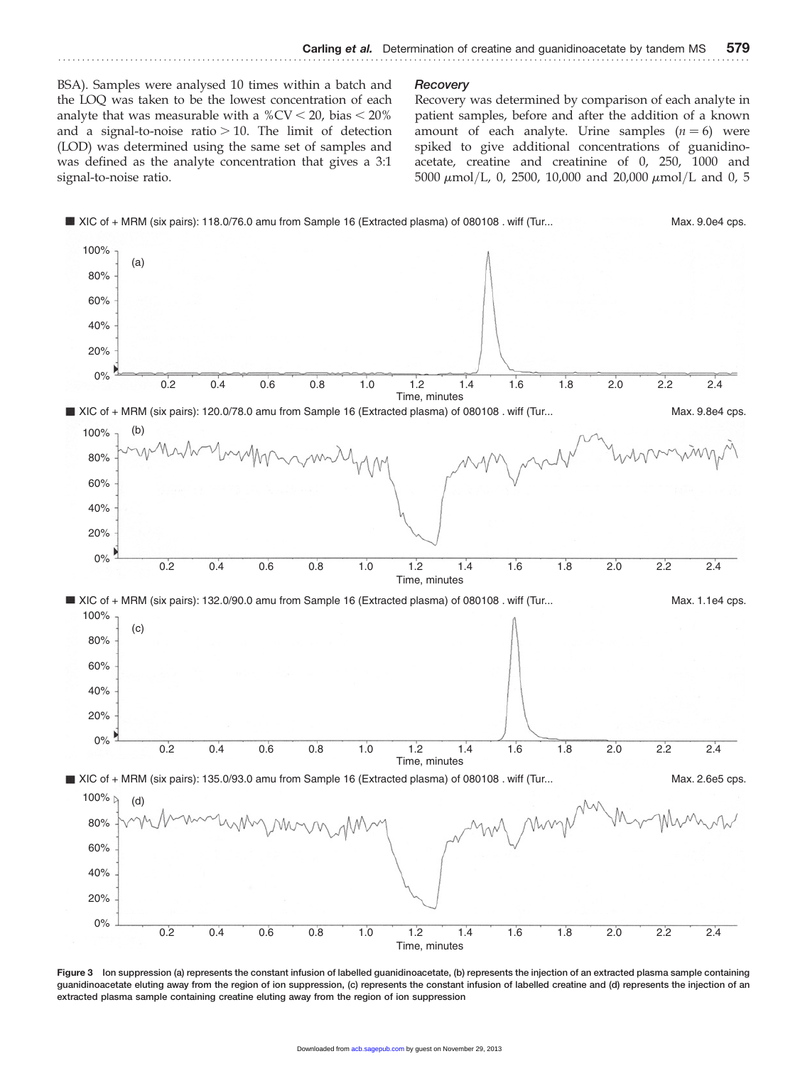BSA). Samples were analysed 10 times within a batch and the LOQ was taken to be the lowest concentration of each analyte that was measurable with a %CV < 20, bias < 20% and a signal-to-noise ratio > 10. The limit of detection (LOD) was determined using the same set of samples and was defined as the analyte concentration that gives a 3:1 signal-to-noise ratio.

### Recovery

Recovery was determined by comparison of each analyte in patient samples, before and after the addition of a known amount of each analyte. Urine samples ($n = 6$) were spiked to give additional concentrations of guanidinoacetate, creatine and creatinine of 0, 250, 1000 and 5000 $\mu$mol/L, 0, 2500, 10,000 and 20,000 $\mu$mol/L and 0, 5

**Figure 3** Ion suppression (a) represents the constant infusion of labelled guanidinoacetate, (b) represents the injection of an extracted plasma sample containing guanidinoacetate eluting away from the region of ion suppression, (c) represents the constant infusion of labelled creatine and (d) represents the injection of an extracted plasma sample containing creatine eluting away from the region of ion suppression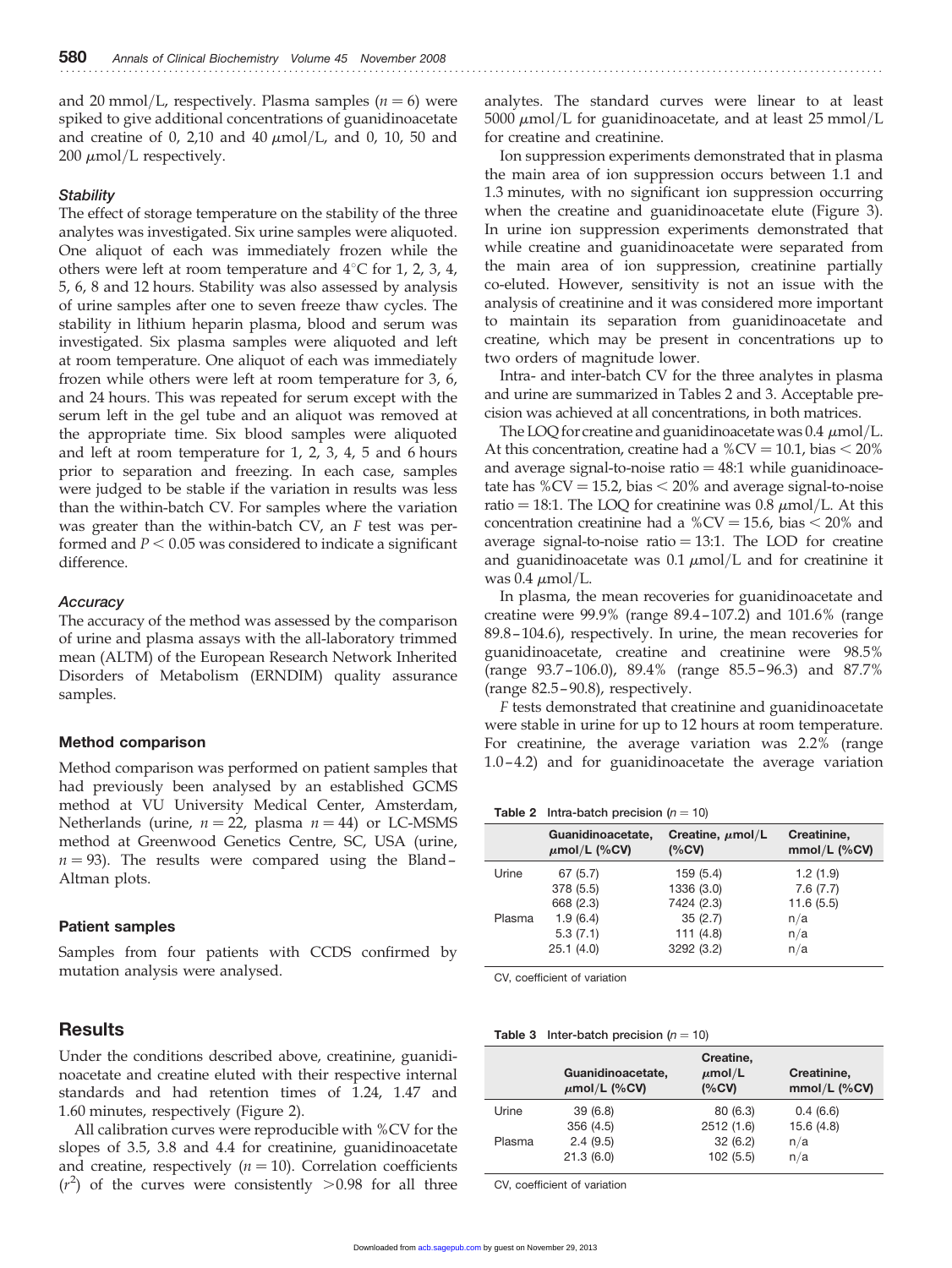and 20 mmol/L, respectively. Plasma samples ($n = 6$) were spiked to give additional concentrations of guanidinoacetate and creatine of 0, 2,10 and 40 $\mu$mol/L, and 0, 10, 50 and 200 $\mu$mol/L respectively.

### *Stability*

The effect of storage temperature on the stability of the three analytes was investigated. Six urine samples were aliquoted. One aliquot of each was immediately frozen while the others were left at room temperature and 4°C for 1, 2, 3, 4, 5, 6, 8 and 12 hours. Stability was also assessed by analysis of urine samples after one to seven freeze thaw cycles. The stability in lithium heparin plasma, blood and serum was investigated. Six plasma samples were aliquoted and left at room temperature. One aliquot of each was immediately frozen while others were left at room temperature for 3, 6, and 24 hours. This was repeated for serum except with the serum left in the gel tube and an aliquot was removed at the appropriate time. Six blood samples were aliquoted and left at room temperature for 1, 2, 3, 4, 5 and 6 hours prior to separation and freezing. In each case, samples were judged to be stable if the variation in results was less than the within-batch CV. For samples where the variation was greater than the within-batch CV, an *F* test was performed and $P < 0.05$ was considered to indicate a significant difference.

### *Accuracy*

The accuracy of the method was assessed by the comparison of urine and plasma assays with the all-laboratory trimmed mean (ALTM) of the European Research Network Inherited Disorders of Metabolism (ERNDIM) quality assurance samples.

### Method comparison

Method comparison was performed on patient samples that had previously been analysed by an established GCMS method at VU University Medical Center, Amsterdam, Netherlands (urine, $n = 22$, plasma $n = 44$) or LC-MSMS method at Greenwood Genetics Centre, SC, USA (urine, $n = 93$). The results were compared using the Bland–Altman plots.

### Patient samples

Samples from four patients with CCDS confirmed by mutation analysis were analysed.

## Results

Under the conditions described above, creatinine, guanidinoacetate and creatine eluted with their respective internal standards and had retention times of 1.24, 1.47 and 1.60 minutes, respectively (Figure 2).

All calibration curves were reproducible with %CV for the slopes of 3.5, 3.8 and 4.4 for creatinine, guanidinoacetate and creatine, respectively ($n = 10$). Correlation coefficients ($r^2$) of the curves were consistently >0.98 for all three analytes. The standard curves were linear to at least 5000 $\mu$mol/L for guanidinoacetate, and at least 25 mmol/L for creatine and creatinine.

Ion suppression experiments demonstrated that in plasma the main area of ion suppression occurs between 1.1 and 1.3 minutes, with no significant ion suppression occurring when the creatine and guanidinoacetate elute (Figure 3). In urine ion suppression experiments demonstrated that while creatine and guanidinoacetate were separated from the main area of ion suppression, creatinine partially co-eluted. However, sensitivity is not an issue with the analysis of creatinine and it was considered more important to maintain its separation from guanidinoacetate and creatine, which may be present in concentrations up to two orders of magnitude lower.

Intra- and inter-batch CV for the three analytes in plasma and urine are summarized in Tables 2 and 3. Acceptable precision was achieved at all concentrations, in both matrices.

The LOQ for creatine and guanidinoacetate was 0.4 $\mu$mol/L. At this concentration, creatine had a %CV = 10.1, bias < 20% and average signal-to-noise ratio = 48:1 while guanidinoacetate has %CV = 15.2, bias < 20% and average signal-to-noise ratio = 18:1. The LOQ for creatinine was 0.8 $\mu$mol/L. At this concentration creatinine had a %CV = 15.6, bias < 20% and average signal-to-noise ratio = 13:1. The LOD for creatine and guanidinoacetate was 0.1 $\mu$mol/L and for creatinine it was 0.4 $\mu$mol/L.

In plasma, the mean recoveries for guanidinoacetate and creatine were 99.9% (range 89.4–107.2) and 101.6% (range 89.8–104.6), respectively. In urine, the mean recoveries for guanidinoacetate, creatine and creatinine were 98.5% (range 93.7–106.0), 89.4% (range 85.5–96.3) and 87.7% (range 82.5–90.8), respectively.

*F* tests demonstrated that creatinine and guanidinoacetate were stable in urine for up to 12 hours at room temperature. For creatinine, the average variation was 2.2% (range 1.0–4.2) and for guanidinoacetate the average variation

**Table 2** Intra-batch precision ($n = 10$)

| | Guanidinoacetate, $\mu$mol/L (%CV) | Creatine, $\mu$mol/L (%CV) | Creatinine, mmol/L (%CV) |
|---|---|---|---|
| Urine | 67 (5.7) | 159 (5.4) | 1.2 (1.9) |
| | 378 (5.5) | 1336 (3.0) | 7.6 (7.7) |
| | 668 (2.3) | 7424 (2.3) | 11.6 (5.5) |
| Plasma | 1.9 (6.4) | 35 (2.7) | n/a |
| | 5.3 (7.1) | 111 (4.8) | n/a |
| | 25.1 (4.0) | 3292 (3.2) | n/a |

CV, coefficient of variation

**Table 3** Inter-batch precision ($n = 10$)

| | Guanidinoacetate, $\mu$mol/L (%CV) | Creatine, $\mu$mol/L (%CV) | Creatinine, mmol/L (%CV) |
|---|---|---|---|
| Urine | 39 (6.8) | 80 (6.3) | 0.4 (6.6) |
| | 356 (4.5) | 2512 (1.6) | 15.6 (4.8) |
| Plasma | 2.4 (9.5) | 32 (6.2) | n/a |
| | 21.3 (6.0) | 102 (5.5) | n/a |

CV, coefficient of variation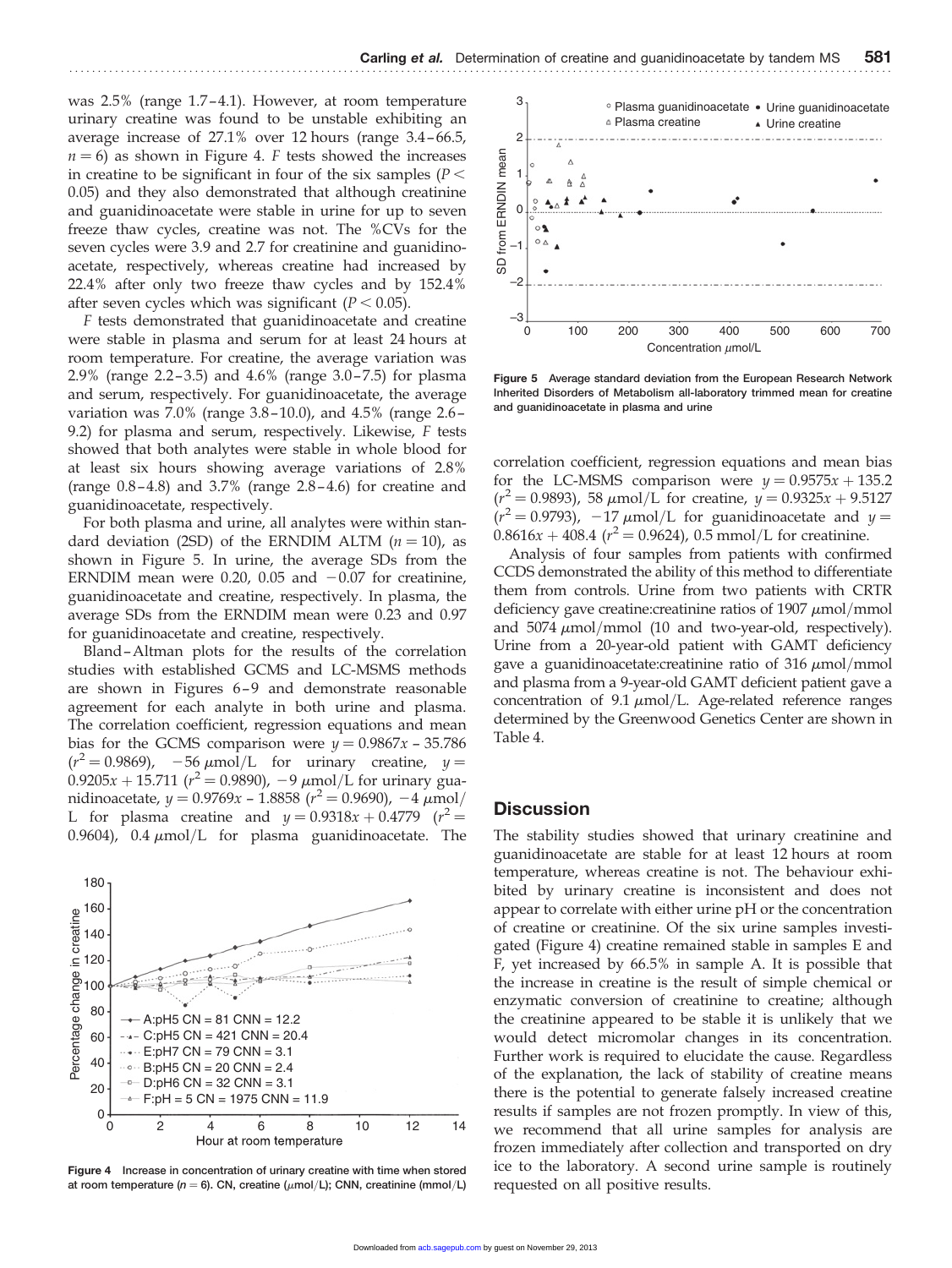was 2.5% (range 1.7–4.1). However, at room temperature urinary creatine was found to be unstable exhibiting an average increase of 27.1% over 12 hours (range 3.4–66.5, $n = 6$) as shown in Figure 4. *F* tests showed the increases in creatine to be significant in four of the six samples ($P < 0.05$) and they also demonstrated that although creatinine and guanidinoacetate were stable in urine for up to seven freeze thaw cycles, creatine was not. The %CVs for the seven cycles were 3.9 and 2.7 for creatinine and guanidinoacetate, respectively, whereas creatine had increased by 22.4% after only two freeze thaw cycles and by 152.4% after seven cycles which was significant ($P < 0.05$).

*F* tests demonstrated that guanidinoacetate and creatine were stable in plasma and serum for at least 24 hours at room temperature. For creatine, the average variation was 2.9% (range 2.2–3.5) and 4.6% (range 3.0–7.5) for plasma and serum, respectively. For guanidinoacetate, the average variation was 7.0% (range 3.8–10.0), and 4.5% (range 2.6–9.2) for plasma and serum, respectively. Likewise, *F* tests showed that both analytes were stable in whole blood for at least six hours showing average variations of 2.8% (range 0.8–4.8) and 3.7% (range 2.8–4.6) for creatine and guanidinoacetate, respectively.

For both plasma and urine, all analytes were within standard deviation (2SD) of the ERNDIM ALTM ($n = 10$), as shown in Figure 5. In urine, the average SDs from the ERNDIM mean were 0.20, 0.05 and −0.07 for creatinine, guanidinoacetate and creatine, respectively. In plasma, the average SDs from the ERNDIM mean were 0.23 and 0.97 for guanidinoacetate and creatine, respectively.

Bland–Altman plots for the results of the correlation studies with established GCMS and LC-MSMS methods are shown in Figures 6–9 and demonstrate reasonable agreement for each analyte in both urine and plasma. The correlation coefficient, regression equations and mean bias for the GCMS comparison were $y = 0.9867x - 35.786$ ($r^2 = 0.9869$), −56 μmol/L for urinary creatine, $y = 0.9205x + 15.711$ ($r^2 = 0.9890$), −9 μmol/L for urinary guanidinoacetate, $y = 0.9769x - 1.8858$ ($r^2 = 0.9690$), −4 μmol/L for plasma creatine and $y = 0.9318x + 0.4779$ ($r^2 = 0.9604$), 0.4 μmol/L for plasma guanidinoacetate. The correlation coefficient, regression equations and mean bias for the LC-MSMS comparison were $y = 0.9575x + 135.2$ ($r^2 = 0.9893$), 58 μmol/L for creatine, $y = 0.9325x + 9.5127$ ($r^2 = 0.9793$), −17 μmol/L for guanidinoacetate and $y = 0.8616x + 408.4$ ($r^2 = 0.9624$), 0.5 mmol/L for creatinine.

Figure 4 Increase in concentration of urinary creatine with time when stored at room temperature ($n = 6$). CN, creatine (μmol/L); CNN, creatinine (mmol/L)

Figure 5 Average standard deviation from the European Research Network Inherited Disorders of Metabolism all-laboratory trimmed mean for creatine and guanidinoacetate in plasma and urine

Analysis of four samples from patients with confirmed CCDS demonstrated the ability of this method to differentiate them from controls. Urine from two patients with CRTR deficiency gave creatine:creatinine ratios of 1907 μmol/mmol and 5074 μmol/mmol (10 and two-year-old, respectively). Urine from a 20-year-old patient with GAMT deficiency gave a guanidinoacetate:creatinine ratio of 316 μmol/mmol and plasma from a 9-year-old GAMT deficient patient gave a concentration of 9.1 μmol/L. Age-related reference ranges determined by the Greenwood Genetics Center are shown in Table 4.

## Discussion

The stability studies showed that urinary creatinine and guanidinoacetate are stable for at least 12 hours at room temperature, whereas creatine is not. The behaviour exhibited by urinary creatine is inconsistent and does not appear to correlate with either urine pH or the concentration of creatine or creatinine. Of the six urine samples investigated (Figure 4) creatine remained stable in samples E and F, yet increased by 66.5% in sample A. It is possible that the increase in creatine is the result of simple chemical or enzymatic conversion of creatinine to creatine; although the creatinine appeared to be stable it is unlikely that we would detect micromolar changes in its concentration. Further work is required to elucidate the cause. Regardless of the explanation, the lack of stability of creatine means there is the potential to generate falsely increased creatine results if samples are not frozen promptly. In view of this, we recommend that all urine samples for analysis are frozen immediately after collection and transported on dry ice to the laboratory. A second urine sample is routinely requested on all positive results.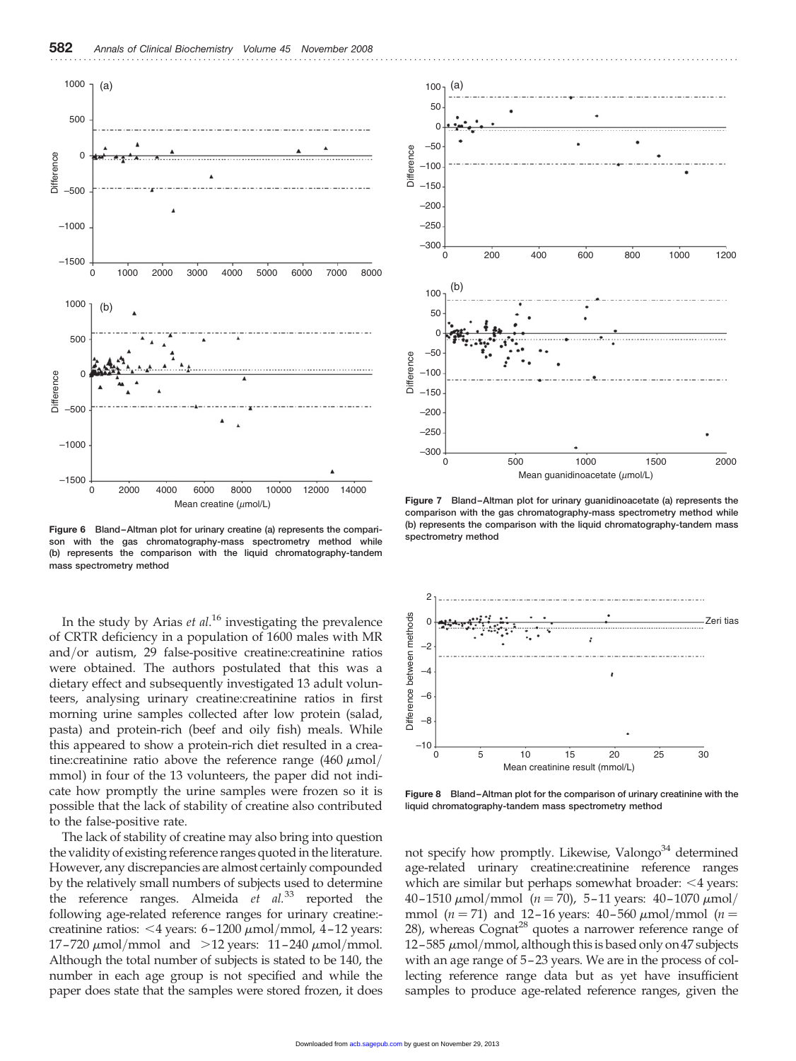Figure 6 Bland–Altman plot for urinary creatine (a) represents the comparison with the gas chromatography-mass spectrometry method while (b) represents the comparison with the liquid chromatography-tandem mass spectrometry method

Figure 7 Bland–Altman plot for urinary guanidinoacetate (a) represents the comparison with the gas chromatography-mass spectrometry method while (b) represents the comparison with the liquid chromatography-tandem mass spectrometry method

Figure 8 Bland–Altman plot for the comparison of urinary creatinine with the liquid chromatography-tandem mass spectrometry method

In the study by Arias *et al.*[16] investigating the prevalence of CRTR deficiency in a population of 1600 males with MR and/or autism, 29 false-positive creatine:creatinine ratios were obtained. The authors postulated that this was a dietary effect and subsequently investigated 13 adult volunteers, analysing urinary creatine:creatinine ratios in first morning urine samples collected after low protein (salad, pasta) and protein-rich (beef and oily fish) meals. While this appeared to show a protein-rich diet resulted in a creatine:creatinine ratio above the reference range (460 $\mu$mol/mmol) in four of the 13 volunteers, the paper did not indicate how promptly the urine samples were frozen so it is possible that the lack of stability of creatine also contributed to the false-positive rate.

The lack of stability of creatine may also bring into question the validity of existing reference ranges quoted in the literature. However, any discrepancies are almost certainly compounded by the relatively small numbers of subjects used to determine the reference ranges. Almeida *et al.*[33] reported the following age-related reference ranges for urinary creatine:-creatinine ratios: <4 years: 6–1200 $\mu$mol/mmol, 4–12 years: 17–720 $\mu$mol/mmol and >12 years: 11–240 $\mu$mol/mmol. Although the total number of subjects is stated to be 140, the number in each age group is not specified and while the paper does state that the samples were stored frozen, it does not specify how promptly. Likewise, Valongo[34] determined age-related urinary creatine:creatinine reference ranges which are similar but perhaps somewhat broader: <4 years: 40–1510 $\mu$mol/mmol ($n = 70$), 5–11 years: 40–1070 $\mu$mol/mmol ($n = 71$) and 12–16 years: 40–560 $\mu$mol/mmol ($n = 28$), whereas Cognat[28] quotes a narrower reference range of 12–585 $\mu$mol/mmol, although this is based only on 47 subjects with an age range of 5–23 years. We are in the process of collecting reference range data but as yet have insufficient samples to produce age-related reference ranges, given the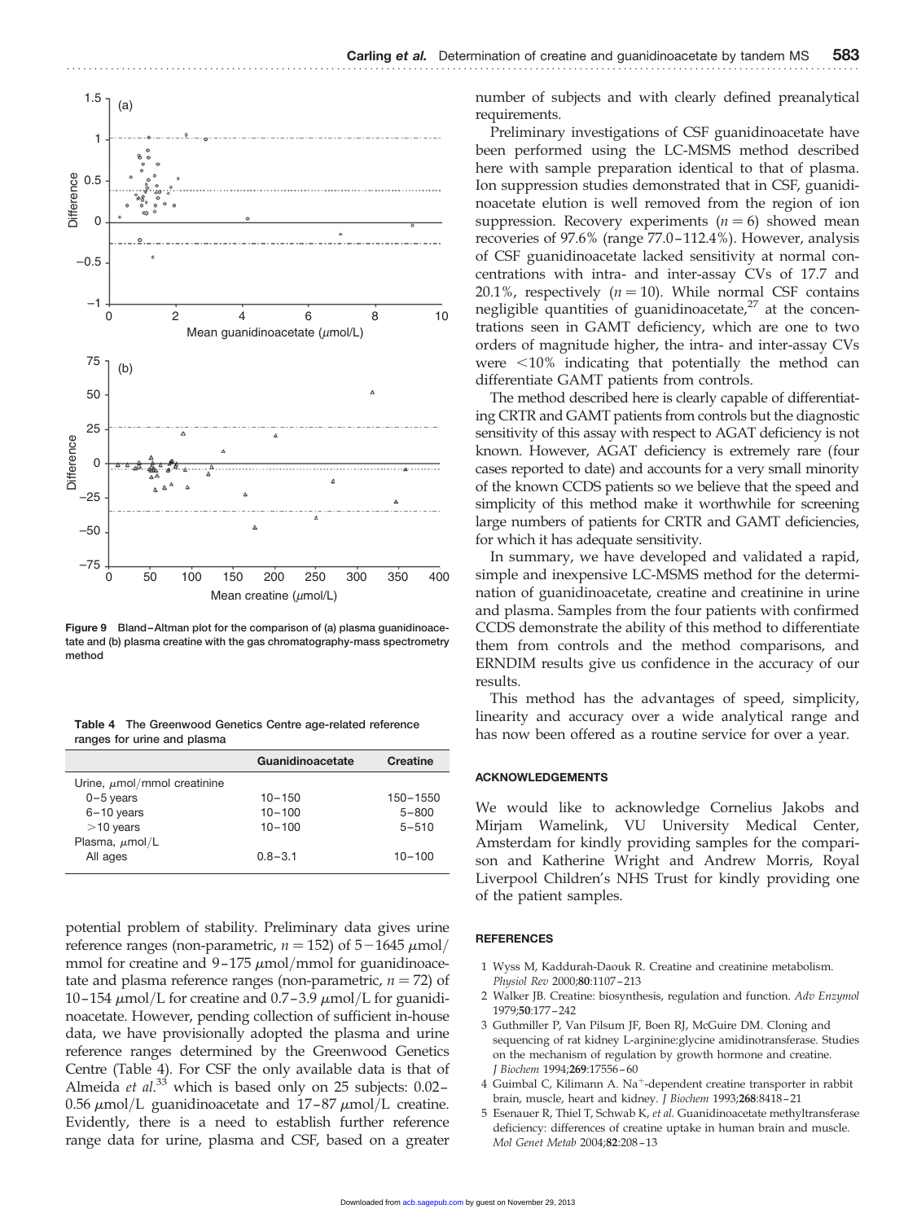(a)

1.5

1

0.5

0

−0.5

−1

Difference

0 2 4 6 8 10

Mean guanidinoacetate (μmol/L)

(b)

75

50

25

0

−25

−50

−75

Difference

0 50 100 150 200 250 300 350 400

Mean creatine (μmol/L)

**Figure 9** Bland–Altman plot for the comparison of (a) plasma guanidinoacetate and (b) plasma creatine with the gas chromatography-mass spectrometry method

**Table 4** The Greenwood Genetics Centre age-related reference ranges for urine and plasma

| | Guanidinoacetate | Creatine |
|---|---|---|
| Urine, μmol/mmol creatinine | | |
| 0–5 years | 10–150 | 150–1550 |
| 6–10 years | 10–100 | 5–800 |
| >10 years | 10–100 | 5–510 |
| Plasma, μmol/L | | |
| All ages | 0.8–3.1 | 10–100 |

potential problem of stability. Preliminary data gives urine reference ranges (non-parametric, $n = 152$) of 5−1645 μmol/mmol for creatine and 9–175 μmol/mmol for guanidinoacetate and plasma reference ranges (non-parametric, $n = 72$) of 10–154 μmol/L for creatine and 0.7–3.9 μmol/L for guanidinoacetate. However, pending collection of sufficient in-house data, we have provisionally adopted the plasma and urine reference ranges determined by the Greenwood Genetics Centre (Table 4). For CSF the only available data is that of Almeida *et al.*[33] which is based only on 25 subjects: 0.02–0.56 μmol/L guanidinoacetate and 17–87 μmol/L creatine. Evidently, there is a need to establish further reference range data for urine, plasma and CSF, based on a greater number of subjects and with clearly defined preanalytical requirements.

Preliminary investigations of CSF guanidinoacetate have been performed using the LC-MSMS method described here with sample preparation identical to that of plasma. Ion suppression studies demonstrated that in CSF, guanidinoacetate elution is well removed from the region of ion suppression. Recovery experiments ($n = 6$) showed mean recoveries of 97.6% (range 77.0–112.4%). However, analysis of CSF guanidinoacetate lacked sensitivity at normal concentrations with intra- and inter-assay CVs of 17.7 and 20.1%, respectively ($n = 10$). While normal CSF contains negligible quantities of guanidinoacetate,[27] at the concentrations seen in GAMT deficiency, which are one to two orders of magnitude higher, the intra- and inter-assay CVs were <10% indicating that potentially the method can differentiate GAMT patients from controls.

The method described here is clearly capable of differentiating CRTR and GAMT patients from controls but the diagnostic sensitivity of this assay with respect to AGAT deficiency is not known. However, AGAT deficiency is extremely rare (four cases reported to date) and accounts for a very small minority of the known CCDS patients so we believe that the speed and simplicity of this method make it worthwhile for screening large numbers of patients for CRTR and GAMT deficiencies, for which it has adequate sensitivity.

In summary, we have developed and validated a rapid, simple and inexpensive LC-MSMS method for the determination of guanidinoacetate, creatine and creatinine in urine and plasma. Samples from the four patients with confirmed CCDS demonstrate the ability of this method to differentiate them from controls and the method comparisons, and ERNDIM results give us confidence in the accuracy of our results.

This method has the advantages of speed, simplicity, linearity and accuracy over a wide analytical range and has now been offered as a routine service for over a year.

## ACKNOWLEDGEMENTS

We would like to acknowledge Cornelius Jakobs and Mirjam Wamelink, VU University Medical Center, Amsterdam for kindly providing samples for the comparison and Katherine Wright and Andrew Morris, Royal Liverpool Children's NHS Trust for kindly providing one of the patient samples.

## REFERENCES

1 Wyss M, Kaddurah-Daouk R. Creatine and creatinine metabolism. *Physiol Rev* 2000;**80**:1107–213
2 Walker JB. Creatine: biosynthesis, regulation and function. *Adv Enzymol* 1979;**50**:177–242
3 Guthmiller P, Van Pilsum JF, Boen RJ, McGuire DM. Cloning and sequencing of rat kidney L-arginine:glycine amidinotransferase. Studies on the mechanism of regulation by growth hormone and creatine. *J Biochem* 1994;**269**:17556–60
4 Guimbal C, Kilimann A. Na$^+$-dependent creatine transporter in rabbit brain, muscle, heart and kidney. *J Biochem* 1993;**268**:8418–21
5 Esenauer R, Thiel T, Schwab K, *et al.* Guanidinoacetate methyltransferase deficiency: differences of creatine uptake in human brain and muscle. *Mol Genet Metab* 2004;**82**:208–13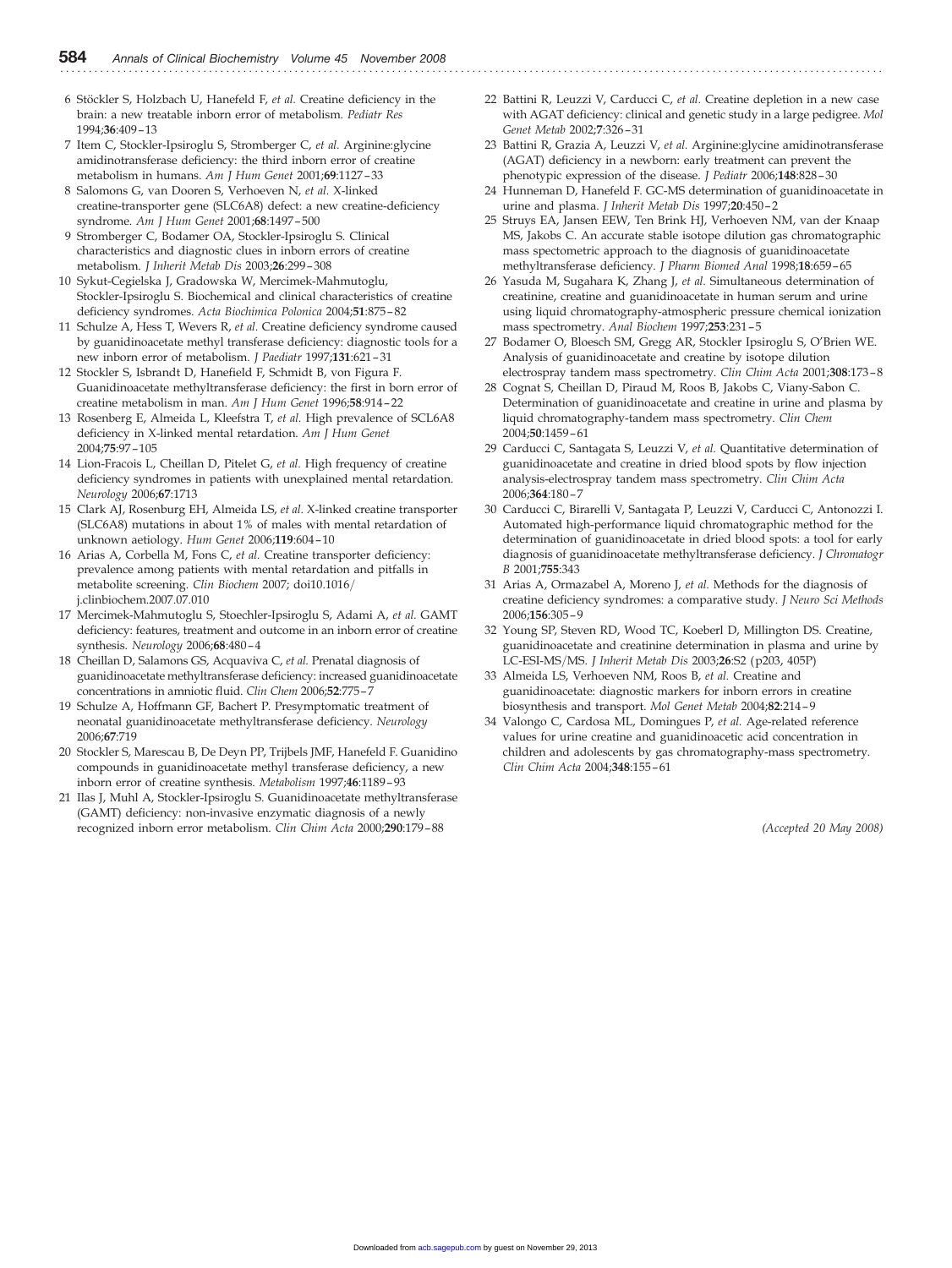6 Stöckler S, Holzbach U, Hanefeld F, *et al.* Creatine deficiency in the brain: a new treatable inborn error of metabolism. *Pediatr Res* 1994;**36**:409–13

7 Item C, Stockler-Ipsiroglu S, Stromberger C, *et al.* Arginine:glycine amidinotransferase deficiency: the third inborn error of creatine metabolism in humans. *Am J Hum Genet* 2001;**69**:1127–33

8 Salomons G, van Dooren S, Verhoeven N, *et al.* X-linked creatine-transporter gene (SLC6A8) defect: a new creatine-deficiency syndrome. *Am J Hum Genet* 2001;**68**:1497–500

9 Stromberger C, Bodamer OA, Stockler-Ipsiroglu S. Clinical characteristics and diagnostic clues in inborn errors of creatine metabolism. *J Inherit Metab Dis* 2003;**26**:299–308

10 Sykut-Cegielska J, Gradowska W, Mercimek-Mahmutoglu, Stockler-Ipsiroglu S. Biochemical and clinical characteristics of creatine deficiency syndromes. *Acta Biochimica Polonica* 2004;**51**:875–82

11 Schulze A, Hess T, Wevers R, *et al.* Creatine deficiency syndrome caused by guanidinoacetate methyl transferase deficiency: diagnostic tools for a new inborn error of metabolism. *J Paediatr* 1997;**131**:621–31

12 Stockler S, Isbrandt D, Hanefield F, Schmidt B, von Figura F. Guanidinoacetate methyltransferase deficiency: the first in born error of creatine metabolism in man. *Am J Hum Genet* 1996;**58**:914–22

13 Rosenberg E, Almeida L, Kleefstra T, *et al.* High prevalence of SCL6A8 deficiency in X-linked mental retardation. *Am J Hum Genet* 2004;**75**:97–105

14 Lion-Fracois L, Cheillan D, Pitelet G, *et al.* High frequency of creatine deficiency syndromes in patients with unexplained mental retardation. *Neurology* 2006;**67**:1713

15 Clark AJ, Rosenburg EH, Almeida LS, *et al.* X-linked creatine transporter (SLC6A8) mutations in about 1% of males with mental retardation of unknown aetiology. *Hum Genet* 2006;**119**:604–10

16 Arias A, Corbella M, Fons C, *et al.* Creatine transporter deficiency: prevalence among patients with mental retardation and pitfalls in metabolite screening. *Clin Biochem* 2007; doi10.1016/j.clinbiochem.2007.07.010

17 Mercimek-Mahmutoglu S, Stoechler-Ipsiroglu S, Adami A, *et al.* GAMT deficiency: features, treatment and outcome in an inborn error of creatine synthesis. *Neurology* 2006;**68**:480–4

18 Cheillan D, Salamons GS, Acquaviva C, *et al.* Prenatal diagnosis of guanidinoacetate methyltransferase deficiency: increased guanidinoacetate concentrations in amniotic fluid. *Clin Chem* 2006;**52**:775–7

19 Schulze A, Hoffmann GF, Bachert P. Presymptomatic treatment of neonatal guanidinoacetate methyltransferase deficiency. *Neurology* 2006;**67**:719

20 Stockler S, Marescau B, De Deyn PP, Trijbels JMF, Hanefeld F. Guanidino compounds in guanidinoacetate methyl transferase deficiency, a new inborn error of creatine synthesis. *Metabolism* 1997;**46**:1189–93

21 Ilas J, Muhl A, Stockler-Ipsiroglu S. Guanidinoacetate methyltransferase (GAMT) deficiency: non-invasive enzymatic diagnosis of a newly recognized inborn error metabolism. *Clin Chim Acta* 2000;**290**:179–88

22 Battini R, Leuzzi V, Carducci C, *et al.* Creatine depletion in a new case with AGAT deficiency: clinical and genetic study in a large pedigree. *Mol Genet Metab* 2002;**7**:326–31

23 Battini R, Grazia A, Leuzzi V, *et al.* Arginine:glycine amidinotransferase (AGAT) deficiency in a newborn: early treatment can prevent the phenotypic expression of the disease. *J Pediatr* 2006;**148**:828–30

24 Hunneman D, Hanefeld F. GC-MS determination of guanidinoacetate in urine and plasma. *J Inherit Metab Dis* 1997;**20**:450–2

25 Struys EA, Jansen EEW, Ten Brink HJ, Verhoeven NM, van der Knaap MS, Jakobs C. An accurate stable isotope dilution gas chromatographic mass spectometric approach to the diagnosis of guanidinoacetate methyltransferase deficiency. *J Pharm Biomed Anal* 1998;**18**:659–65

26 Yasuda M, Sugahara K, Zhang J, *et al.* Simultaneous determination of creatinine, creatine and guanidinoacetate in human serum and urine using liquid chromatography-atmospheric pressure chemical ionization mass spectrometry. *Anal Biochem* 1997;**253**:231–5

27 Bodamer O, Bloesch SM, Gregg AR, Stockler Ipsiroglu S, O'Brien WE. Analysis of guanidinoacetate and creatine by isotope dilution electrospray tandem mass spectrometry. *Clin Chim Acta* 2001;**308**:173–8

28 Cognat S, Cheillan D, Piraud M, Roos B, Jakobs C, Viany-Sabon C. Determination of guanidinoacetate and creatine in urine and plasma by liquid chromatography-tandem mass spectrometry. *Clin Chem* 2004;**50**:1459–61

29 Carducci C, Santagata S, Leuzzi V, *et al.* Quantitative determination of guanidinoacetate and creatine in dried blood spots by flow injection analysis-electrospray tandem mass spectrometry. *Clin Chim Acta* 2006;**364**:180–7

30 Carducci C, Birarelli V, Santagata P, Leuzzi V, Carducci C, Antonozzi I. Automated high-performance liquid chromatographic method for the determination of guanidinoacetate in dried blood spots: a tool for early diagnosis of guanidinoacetate methyltransferase deficiency. *J Chromatogr B* 2001;**755**:343

31 Arias A, Ormazabel A, Moreno J, *et al.* Methods for the diagnosis of creatine deficiency syndromes: a comparative study. *J Neuro Sci Methods* 2006;**156**:305–9

32 Young SP, Steven RD, Wood TC, Koeberl D, Millington DS. Creatine, guanidinoacetate and creatinine determination in plasma and urine by LC-ESI-MS/MS. *J Inherit Metab Dis* 2003;**26**:S2 (p203, 405P)

33 Almeida LS, Verhoeven NM, Roos B, *et al.* Creatine and guanidinoacetate: diagnostic markers for inborn errors in creatine biosynthesis and transport. *Mol Genet Metab* 2004;**82**:214–9

34 Valongo C, Cardosa ML, Domingues P, *et al.* Age-related reference values for urine creatine and guanidinoacetic acid concentration in children and adolescents by gas chromatography-mass spectrometry. *Clin Chim Acta* 2004;**348**:155–61

*(Accepted 20 May 2008)*